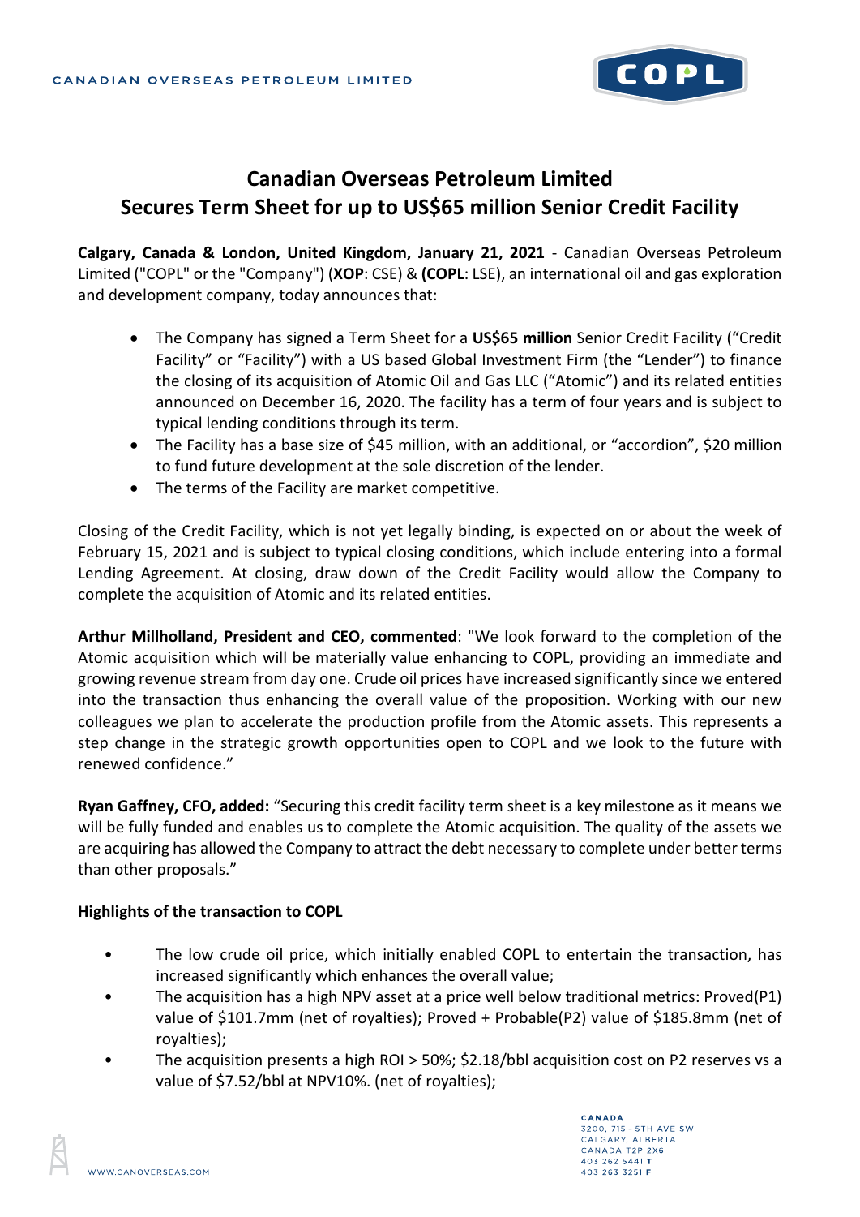# Canadian Overseas Petroleum Limited Secures Term Sheet for up to US$65 million Senior Credit Facility

**Calgary, Canada & London, United Kingdom, January 21, 2021** - Canadian Overseas Petroleum Limited ("COPL" or the "Company") (**XOP**: CSE) & (**COPL**: LSE), an international oil and gas exploration and development company, today announces that:

- The Company has signed a Term Sheet for a **US$65 million** Senior Credit Facility ("Credit Facility" or "Facility") with a US based Global Investment Firm (the "Lender") to finance the closing of its acquisition of Atomic Oil and Gas LLC ("Atomic") and its related entities announced on December 16, 2020. The facility has a term of four years and is subject to typical lending conditions through its term.
- The Facility has a base size of $45 million, with an additional, or "accordion", $20 million to fund future development at the sole discretion of the lender.
- The terms of the Facility are market competitive.

Closing of the Credit Facility, which is not yet legally binding, is expected on or about the week of February 15, 2021 and is subject to typical closing conditions, which include entering into a formal Lending Agreement. At closing, draw down of the Credit Facility would allow the Company to complete the acquisition of Atomic and its related entities.

**Arthur Millholland, President and CEO, commented**: "We look forward to the completion of the Atomic acquisition which will be materially value enhancing to COPL, providing an immediate and growing revenue stream from day one. Crude oil prices have increased significantly since we entered into the transaction thus enhancing the overall value of the proposition. Working with our new colleagues we plan to accelerate the production profile from the Atomic assets. This represents a step change in the strategic growth opportunities open to COPL and we look to the future with renewed confidence."

**Ryan Gaffney, CFO, added:** "Securing this credit facility term sheet is a key milestone as it means we will be fully funded and enables us to complete the Atomic acquisition. The quality of the assets we are acquiring has allowed the Company to attract the debt necessary to complete under better terms than other proposals."

**Highlights of the transaction to COPL**

- The low crude oil price, which initially enabled COPL to entertain the transaction, has increased significantly which enhances the overall value;
- The acquisition has a high NPV asset at a price well below traditional metrics: Proved(P1) value of $101.7mm (net of royalties); Proved + Probable(P2) value of $185.8mm (net of royalties);
- The acquisition presents a high ROI > 50%; $2.18/bbl acquisition cost on P2 reserves vs a value of $7.52/bbl at NPV10%. (net of royalties);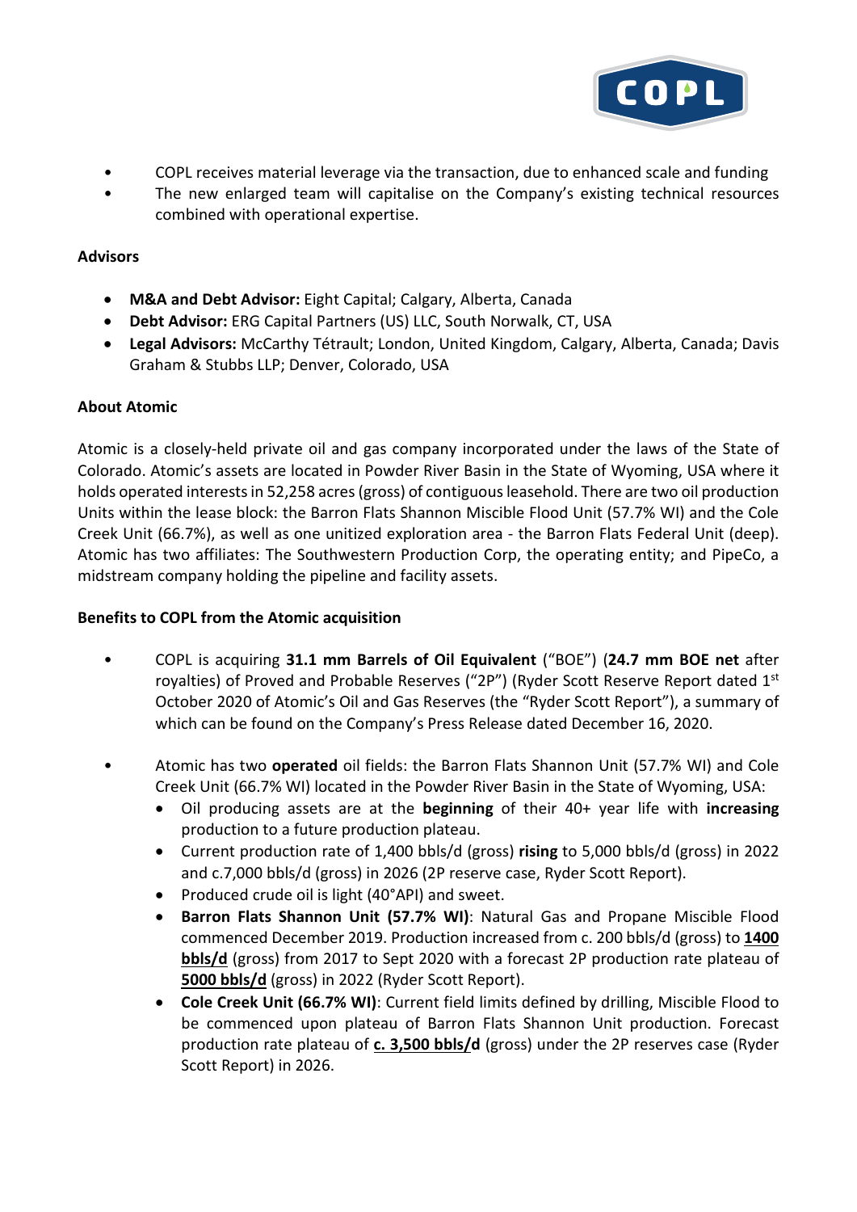- COPL receives material leverage via the transaction, due to enhanced scale and funding
- The new enlarged team will capitalise on the Company's existing technical resources combined with operational expertise.

**Advisors**

- **M&A and Debt Advisor:** Eight Capital; Calgary, Alberta, Canada
- **Debt Advisor:** ERG Capital Partners (US) LLC, South Norwalk, CT, USA
- **Legal Advisors:** McCarthy Tétrault; London, United Kingdom, Calgary, Alberta, Canada; Davis Graham & Stubbs LLP; Denver, Colorado, USA

**About Atomic**

Atomic is a closely-held private oil and gas company incorporated under the laws of the State of Colorado. Atomic's assets are located in Powder River Basin in the State of Wyoming, USA where it holds operated interests in 52,258 acres (gross) of contiguous leasehold. There are two oil production Units within the lease block: the Barron Flats Shannon Miscible Flood Unit (57.7% WI) and the Cole Creek Unit (66.7%), as well as one unitized exploration area - the Barron Flats Federal Unit (deep). Atomic has two affiliates: The Southwestern Production Corp, the operating entity; and PipeCo, a midstream company holding the pipeline and facility assets.

**Benefits to COPL from the Atomic acquisition**

- COPL is acquiring **31.1 mm Barrels of Oil Equivalent** ("BOE") (**24.7 mm BOE net** after royalties) of Proved and Probable Reserves ("2P") (Ryder Scott Reserve Report dated 1st October 2020 of Atomic's Oil and Gas Reserves (the "Ryder Scott Report"), a summary of which can be found on the Company's Press Release dated December 16, 2020.

- Atomic has two **operated** oil fields: the Barron Flats Shannon Unit (57.7% WI) and Cole Creek Unit (66.7% WI) located in the Powder River Basin in the State of Wyoming, USA:
  - Oil producing assets are at the **beginning** of their 40+ year life with **increasing** production to a future production plateau.
  - Current production rate of 1,400 bbls/d (gross) **rising** to 5,000 bbls/d (gross) in 2022 and c.7,000 bbls/d (gross) in 2026 (2P reserve case, Ryder Scott Report).
  - Produced crude oil is light (40°API) and sweet.
  - **Barron Flats Shannon Unit (57.7% WI)**: Natural Gas and Propane Miscible Flood commenced December 2019. Production increased from c. 200 bbls/d (gross) to **1400 bbls/d** (gross) from 2017 to Sept 2020 with a forecast 2P production rate plateau of **5000 bbls/d** (gross) in 2022 (Ryder Scott Report).
  - **Cole Creek Unit (66.7% WI)**: Current field limits defined by drilling, Miscible Flood to be commenced upon plateau of Barron Flats Shannon Unit production. Forecast production rate plateau of **c. 3,500 bbls/d** (gross) under the 2P reserves case (Ryder Scott Report) in 2026.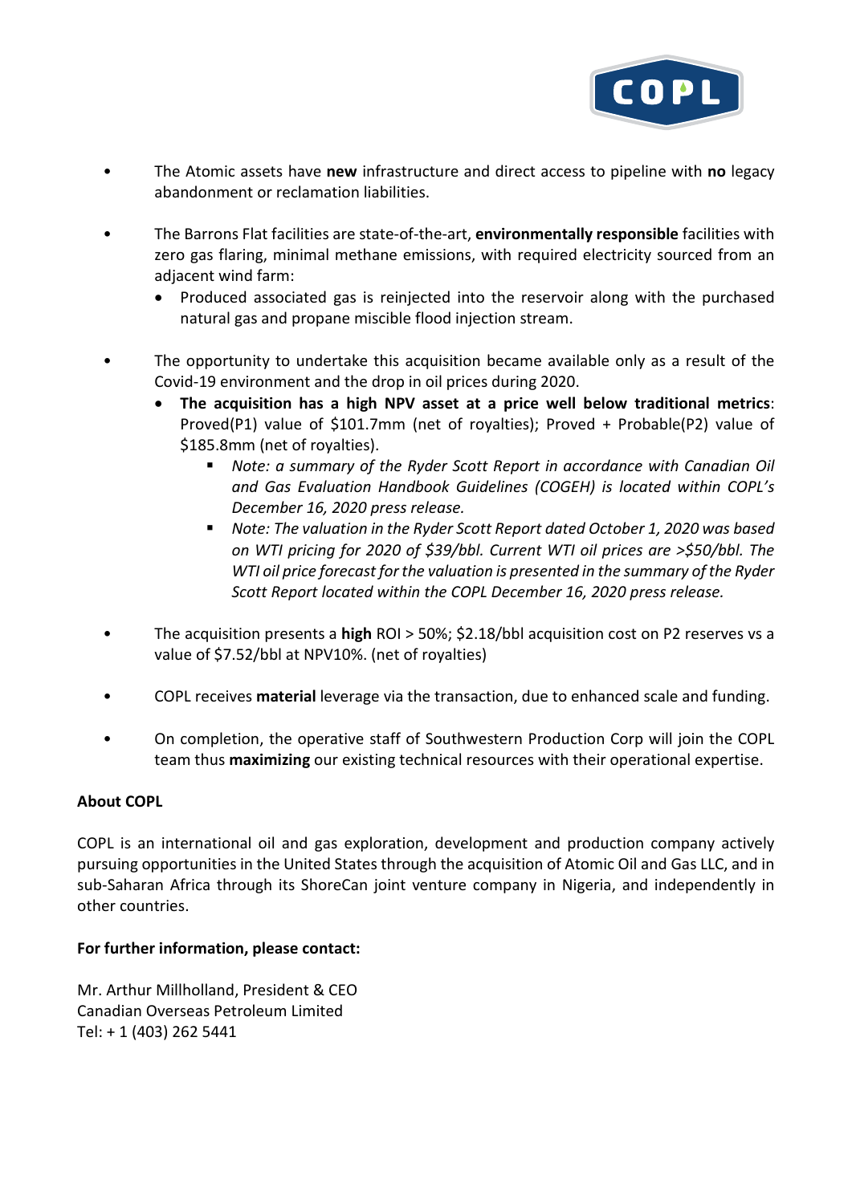- The Atomic assets have **new** infrastructure and direct access to pipeline with **no** legacy abandonment or reclamation liabilities.

- The Barrons Flat facilities are state-of-the-art, **environmentally responsible** facilities with zero gas flaring, minimal methane emissions, with required electricity sourced from an adjacent wind farm:
  - Produced associated gas is reinjected into the reservoir along with the purchased natural gas and propane miscible flood injection stream.

- The opportunity to undertake this acquisition became available only as a result of the Covid-19 environment and the drop in oil prices during 2020.
  - **The acquisition has a high NPV asset at a price well below traditional metrics**: Proved(P1) value of $101.7mm (net of royalties); Proved + Probable(P2) value of $185.8mm (net of royalties).
    - *Note: a summary of the Ryder Scott Report in accordance with Canadian Oil and Gas Evaluation Handbook Guidelines (COGEH) is located within COPL's December 16, 2020 press release.*
    - *Note: The valuation in the Ryder Scott Report dated October 1, 2020 was based on WTI pricing for 2020 of $39/bbl. Current WTI oil prices are >$50/bbl. The WTI oil price forecast for the valuation is presented in the summary of the Ryder Scott Report located within the COPL December 16, 2020 press release.*

- The acquisition presents a **high** ROI > 50%; $2.18/bbl acquisition cost on P2 reserves vs a value of $7.52/bbl at NPV10%. (net of royalties)

- COPL receives **material** leverage via the transaction, due to enhanced scale and funding.

- On completion, the operative staff of Southwestern Production Corp will join the COPL team thus **maximizing** our existing technical resources with their operational expertise.

**About COPL**

COPL is an international oil and gas exploration, development and production company actively pursuing opportunities in the United States through the acquisition of Atomic Oil and Gas LLC, and in sub-Saharan Africa through its ShoreCan joint venture company in Nigeria, and independently in other countries.

**For further information, please contact:**

Mr. Arthur Millholland, President & CEO
Canadian Overseas Petroleum Limited
Tel: + 1 (403) 262 5441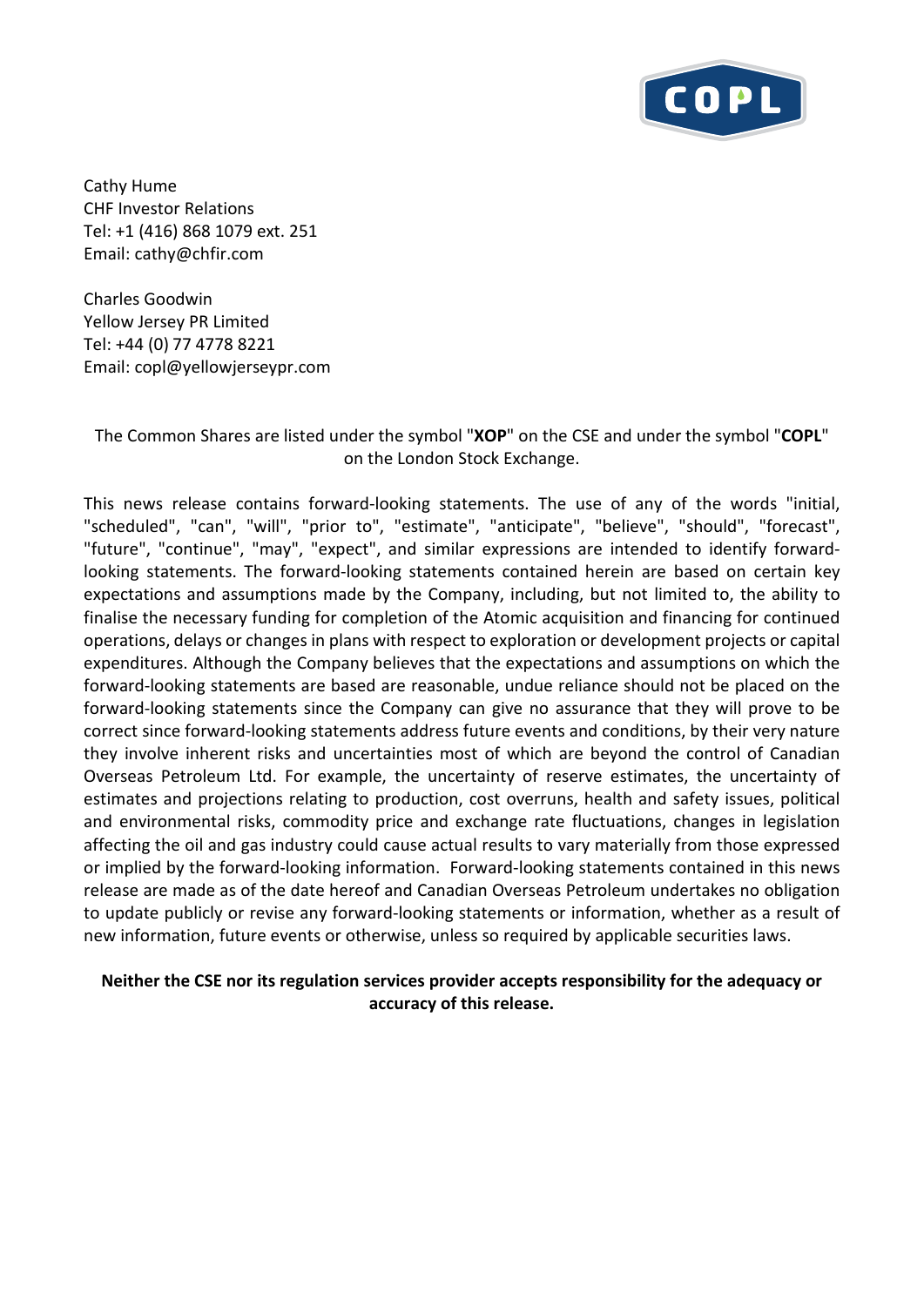Cathy Hume
CHF Investor Relations
Tel: +1 (416) 868 1079 ext. 251
Email: cathy@chfir.com

Charles Goodwin
Yellow Jersey PR Limited
Tel: +44 (0) 77 4778 8221
Email: copl@yellowjerseypr.com

The Common Shares are listed under the symbol "**XOP**" on the CSE and under the symbol "**COPL**" on the London Stock Exchange.

This news release contains forward-looking statements. The use of any of the words "initial, "scheduled", "can", "will", "prior to", "estimate", "anticipate", "believe", "should", "forecast", "future", "continue", "may", "expect", and similar expressions are intended to identify forward-looking statements. The forward-looking statements contained herein are based on certain key expectations and assumptions made by the Company, including, but not limited to, the ability to finalise the necessary funding for completion of the Atomic acquisition and financing for continued operations, delays or changes in plans with respect to exploration or development projects or capital expenditures. Although the Company believes that the expectations and assumptions on which the forward-looking statements are based are reasonable, undue reliance should not be placed on the forward-looking statements since the Company can give no assurance that they will prove to be correct since forward-looking statements address future events and conditions, by their very nature they involve inherent risks and uncertainties most of which are beyond the control of Canadian Overseas Petroleum Ltd. For example, the uncertainty of reserve estimates, the uncertainty of estimates and projections relating to production, cost overruns, health and safety issues, political and environmental risks, commodity price and exchange rate fluctuations, changes in legislation affecting the oil and gas industry could cause actual results to vary materially from those expressed or implied by the forward-looking information. Forward-looking statements contained in this news release are made as of the date hereof and Canadian Overseas Petroleum undertakes no obligation to update publicly or revise any forward-looking statements or information, whether as a result of new information, future events or otherwise, unless so required by applicable securities laws.

**Neither the CSE nor its regulation services provider accepts responsibility for the adequacy or accuracy of this release.**